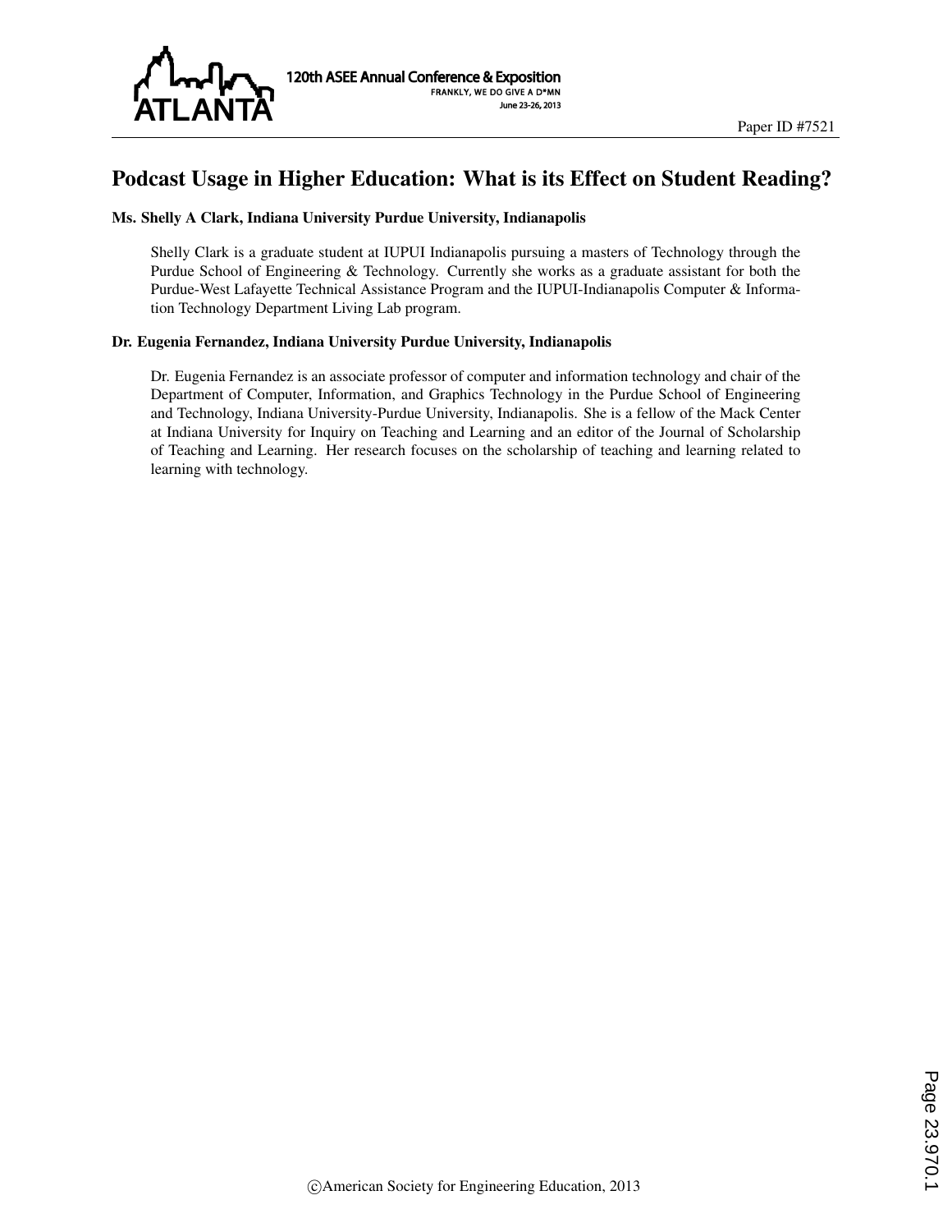Paper ID #7521

# Podcast Usage in Higher Education: What is its Effect on Student Reading?

**Ms. Shelly A Clark, Indiana University Purdue University, Indianapolis**

Shelly Clark is a graduate student at IUPUI Indianapolis pursuing a masters of Technology through the Purdue School of Engineering & Technology. Currently she works as a graduate assistant for both the Purdue-West Lafayette Technical Assistance Program and the IUPUI-Indianapolis Computer & Information Technology Department Living Lab program.

**Dr. Eugenia Fernandez, Indiana University Purdue University, Indianapolis**

Dr. Eugenia Fernandez is an associate professor of computer and information technology and chair of the Department of Computer, Information, and Graphics Technology in the Purdue School of Engineering and Technology, Indiana University-Purdue University, Indianapolis. She is a fellow of the Mack Center at Indiana University for Inquiry on Teaching and Learning and an editor of the Journal of Scholarship of Teaching and Learning. Her research focuses on the scholarship of teaching and learning related to learning with technology.

©American Society for Engineering Education, 2013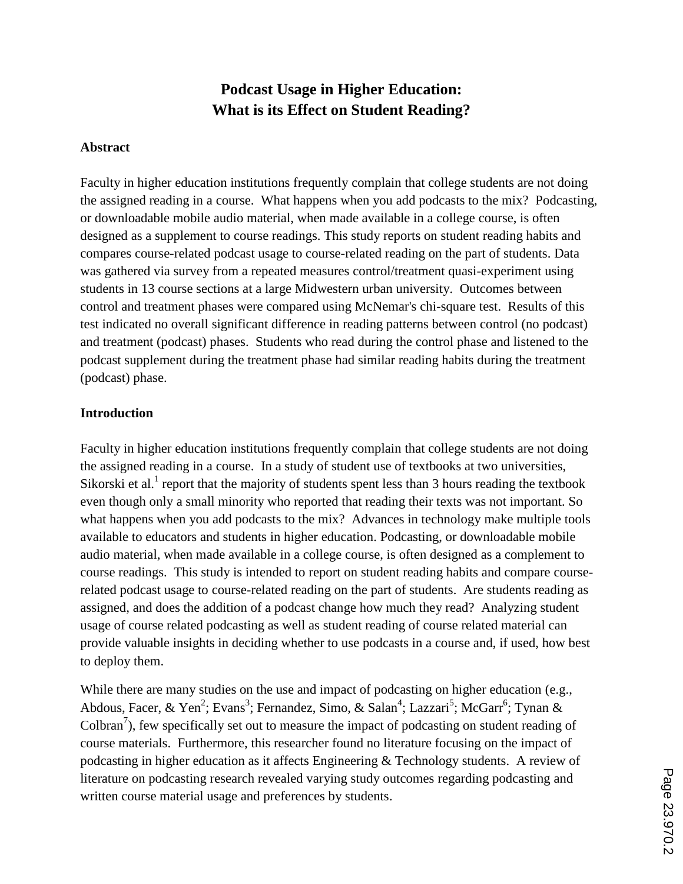# Podcast Usage in Higher Education: What is its Effect on Student Reading?

## Abstract

Faculty in higher education institutions frequently complain that college students are not doing the assigned reading in a course. What happens when you add podcasts to the mix? Podcasting, or downloadable mobile audio material, when made available in a college course, is often designed as a supplement to course readings. This study reports on student reading habits and compares course-related podcast usage to course-related reading on the part of students. Data was gathered via survey from a repeated measures control/treatment quasi-experiment using students in 13 course sections at a large Midwestern urban university. Outcomes between control and treatment phases were compared using McNemar's chi-square test. Results of this test indicated no overall significant difference in reading patterns between control (no podcast) and treatment (podcast) phases. Students who read during the control phase and listened to the podcast supplement during the treatment phase had similar reading habits during the treatment (podcast) phase.

## Introduction

Faculty in higher education institutions frequently complain that college students are not doing the assigned reading in a course. In a study of student use of textbooks at two universities, Sikorski et al.[1] report that the majority of students spent less than 3 hours reading the textbook even though only a small minority who reported that reading their texts was not important. So what happens when you add podcasts to the mix? Advances in technology make multiple tools available to educators and students in higher education. Podcasting, or downloadable mobile audio material, when made available in a college course, is often designed as a complement to course readings. This study is intended to report on student reading habits and compare course-related podcast usage to course-related reading on the part of students. Are students reading as assigned, and does the addition of a podcast change how much they read? Analyzing student usage of course related podcasting as well as student reading of course related material can provide valuable insights in deciding whether to use podcasts in a course and, if used, how best to deploy them.

While there are many studies on the use and impact of podcasting on higher education (e.g., Abdous, Facer, & Yen[2]; Evans[3]; Fernandez, Simo, & Salan[4]; Lazzari[5]; McGarr[6]; Tynan & Colbran[7]), few specifically set out to measure the impact of podcasting on student reading of course materials. Furthermore, this researcher found no literature focusing on the impact of podcasting in higher education as it affects Engineering & Technology students. A review of literature on podcasting research revealed varying study outcomes regarding podcasting and written course material usage and preferences by students.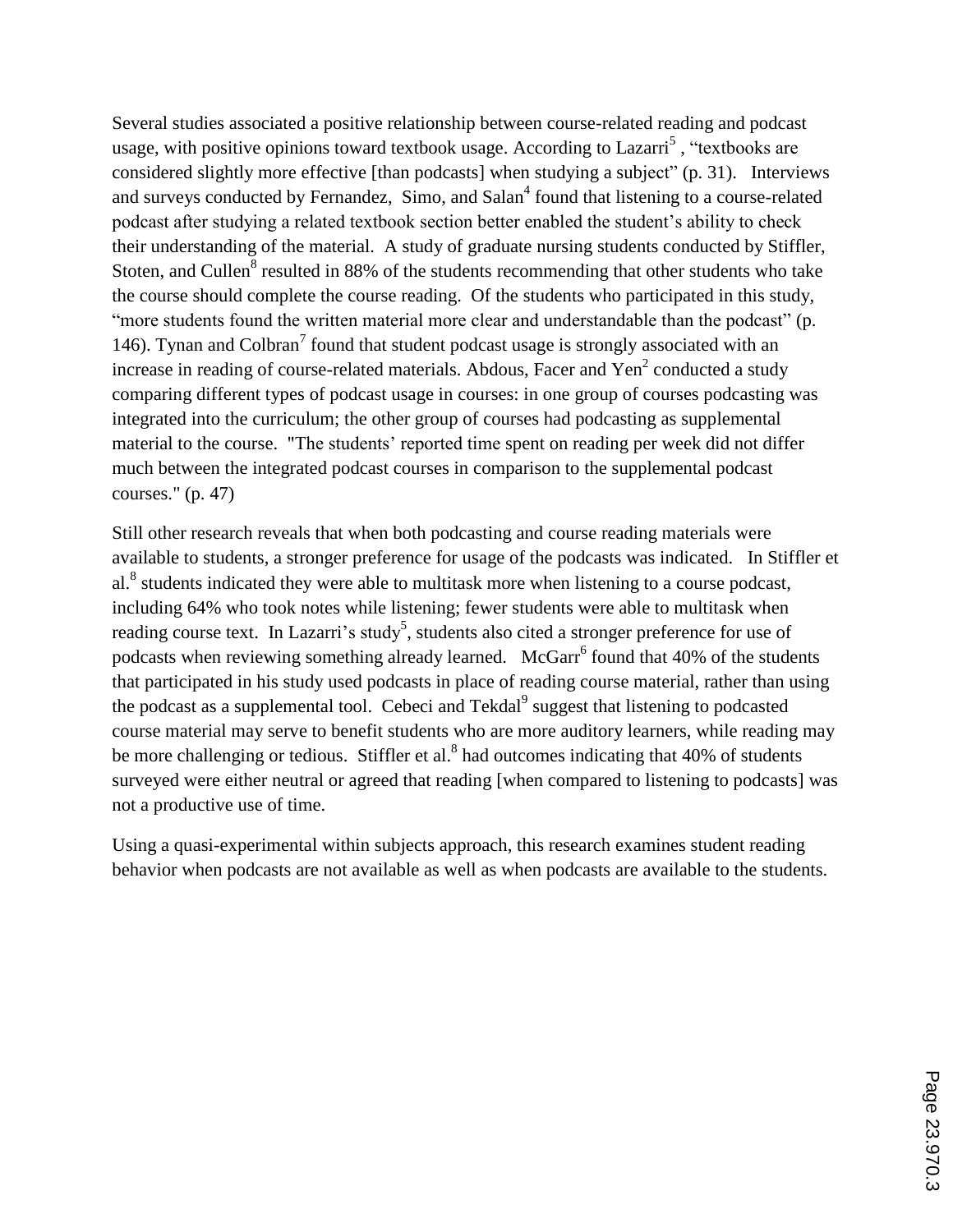Several studies associated a positive relationship between course-related reading and podcast usage, with positive opinions toward textbook usage. According to Lazarri[5] , "textbooks are considered slightly more effective [than podcasts] when studying a subject" (p. 31). Interviews and surveys conducted by Fernandez, Simo, and Salan[4] found that listening to a course-related podcast after studying a related textbook section better enabled the student's ability to check their understanding of the material. A study of graduate nursing students conducted by Stiffler, Stoten, and Cullen[8] resulted in 88% of the students recommending that other students who take the course should complete the course reading. Of the students who participated in this study, "more students found the written material more clear and understandable than the podcast" (p. 146). Tynan and Colbran[7] found that student podcast usage is strongly associated with an increase in reading of course-related materials. Abdous, Facer and Yen[2] conducted a study comparing different types of podcast usage in courses: in one group of courses podcasting was integrated into the curriculum; the other group of courses had podcasting as supplemental material to the course. "The students' reported time spent on reading per week did not differ much between the integrated podcast courses in comparison to the supplemental podcast courses." (p. 47)

Still other research reveals that when both podcasting and course reading materials were available to students, a stronger preference for usage of the podcasts was indicated. In Stiffler et al.[8] students indicated they were able to multitask more when listening to a course podcast, including 64% who took notes while listening; fewer students were able to multitask when reading course text. In Lazarri's study[5], students also cited a stronger preference for use of podcasts when reviewing something already learned. McGarr[6] found that 40% of the students that participated in his study used podcasts in place of reading course material, rather than using the podcast as a supplemental tool. Cebeci and Tekdal[9] suggest that listening to podcasted course material may serve to benefit students who are more auditory learners, while reading may be more challenging or tedious. Stiffler et al.[8] had outcomes indicating that 40% of students surveyed were either neutral or agreed that reading [when compared to listening to podcasts] was not a productive use of time.

Using a quasi-experimental within subjects approach, this research examines student reading behavior when podcasts are not available as well as when podcasts are available to the students.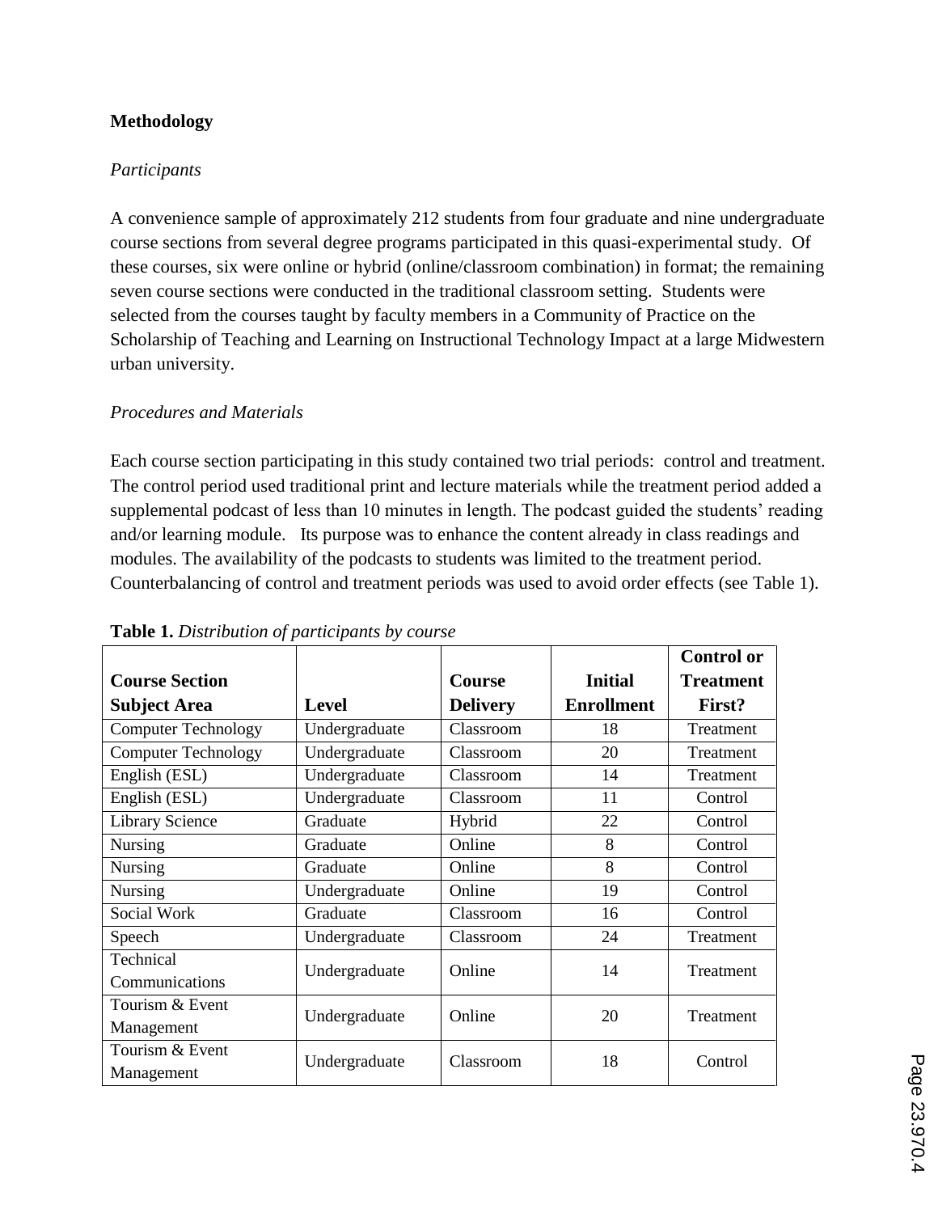**Methodology**

*Participants*

A convenience sample of approximately 212 students from four graduate and nine undergraduate course sections from several degree programs participated in this quasi-experimental study. Of these courses, six were online or hybrid (online/classroom combination) in format; the remaining seven course sections were conducted in the traditional classroom setting. Students were selected from the courses taught by faculty members in a Community of Practice on the Scholarship of Teaching and Learning on Instructional Technology Impact at a large Midwestern urban university.

*Procedures and Materials*

Each course section participating in this study contained two trial periods: control and treatment. The control period used traditional print and lecture materials while the treatment period added a supplemental podcast of less than 10 minutes in length. The podcast guided the students' reading and/or learning module. Its purpose was to enhance the content already in class readings and modules. The availability of the podcasts to students was limited to the treatment period. Counterbalancing of control and treatment periods was used to avoid order effects (see Table 1).

**Table 1.** *Distribution of participants by course*

| Course Section Subject Area | Level | Course Delivery | Initial Enrollment | Control or Treatment First? |
|---|---|---|---|---|
| Computer Technology | Undergraduate | Classroom | 18 | Treatment |
| Computer Technology | Undergraduate | Classroom | 20 | Treatment |
| English (ESL) | Undergraduate | Classroom | 14 | Treatment |
| English (ESL) | Undergraduate | Classroom | 11 | Control |
| Library Science | Graduate | Hybrid | 22 | Control |
| Nursing | Graduate | Online | 8 | Control |
| Nursing | Graduate | Online | 8 | Control |
| Nursing | Undergraduate | Online | 19 | Control |
| Social Work | Graduate | Classroom | 16 | Control |
| Speech | Undergraduate | Classroom | 24 | Treatment |
| Technical Communications | Undergraduate | Online | 14 | Treatment |
| Tourism & Event Management | Undergraduate | Online | 20 | Treatment |
| Tourism & Event Management | Undergraduate | Classroom | 18 | Control |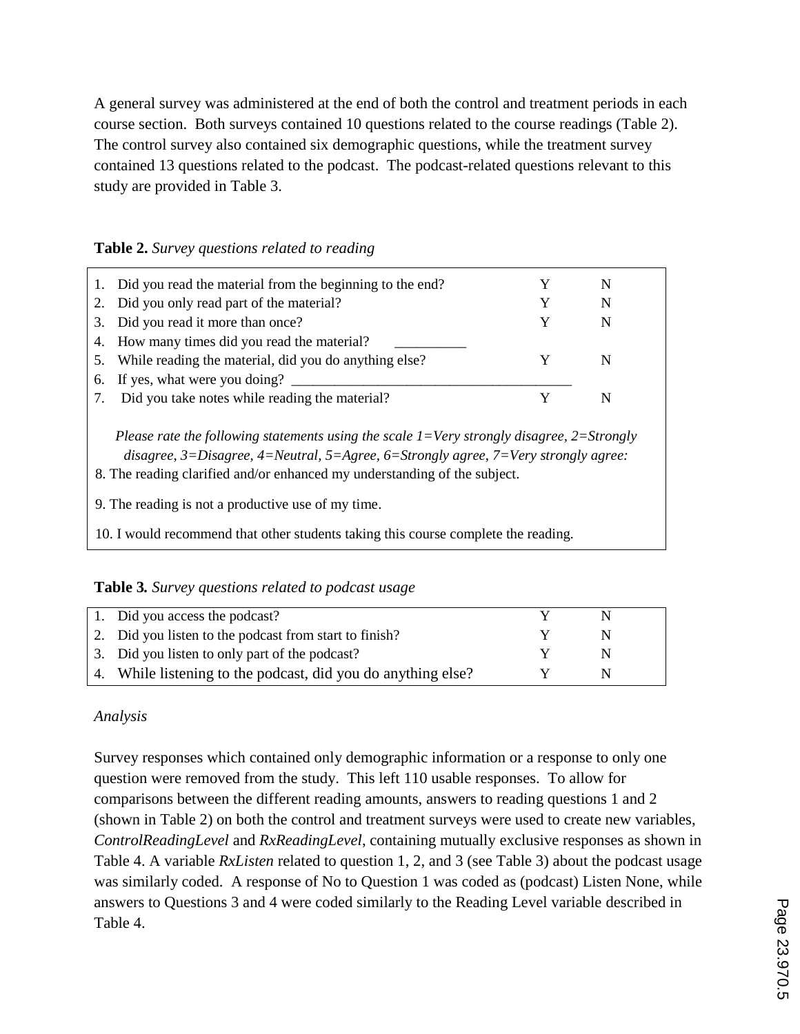A general survey was administered at the end of both the control and treatment periods in each course section. Both surveys contained 10 questions related to the course readings (Table 2). The control survey also contained six demographic questions, while the treatment survey contained 13 questions related to the podcast. The podcast-related questions relevant to this study are provided in Table 3.

**Table 2.** *Survey questions related to reading*

| | | |
|---|---|---|
| 1. Did you read the material from the beginning to the end? | Y | N |
| 2. Did you only read part of the material? | Y | N |
| 3. Did you read it more than once? | Y | N |
| 4. How many times did you read the material? __________ | | |
| 5. While reading the material, did you do anything else? | Y | N |
| 6. If yes, what were you doing? ________________________________________ | | |
| 7. Did you take notes while reading the material? | Y | N |
| *Please rate the following statements using the scale 1=Very strongly disagree, 2=Strongly disagree, 3=Disagree, 4=Neutral, 5=Agree, 6=Strongly agree, 7=Very strongly agree:* | | |
| 8. The reading clarified and/or enhanced my understanding of the subject. | | |
| 9. The reading is not a productive use of my time. | | |
| 10. I would recommend that other students taking this course complete the reading. | | |

**Table 3.** *Survey questions related to podcast usage*

| | | |
|---|---|---|
| 1. Did you access the podcast? | Y | N |
| 2. Did you listen to the podcast from start to finish? | Y | N |
| 3. Did you listen to only part of the podcast? | Y | N |
| 4. While listening to the podcast, did you do anything else? | Y | N |

*Analysis*

Survey responses which contained only demographic information or a response to only one question were removed from the study. This left 110 usable responses. To allow for comparisons between the different reading amounts, answers to reading questions 1 and 2 (shown in Table 2) on both the control and treatment surveys were used to create new variables, *ControlReadingLevel* and *RxReadingLevel*, containing mutually exclusive responses as shown in Table 4. A variable *RxListen* related to question 1, 2, and 3 (see Table 3) about the podcast usage was similarly coded. A response of No to Question 1 was coded as (podcast) Listen None, while answers to Questions 3 and 4 were coded similarly to the Reading Level variable described in Table 4.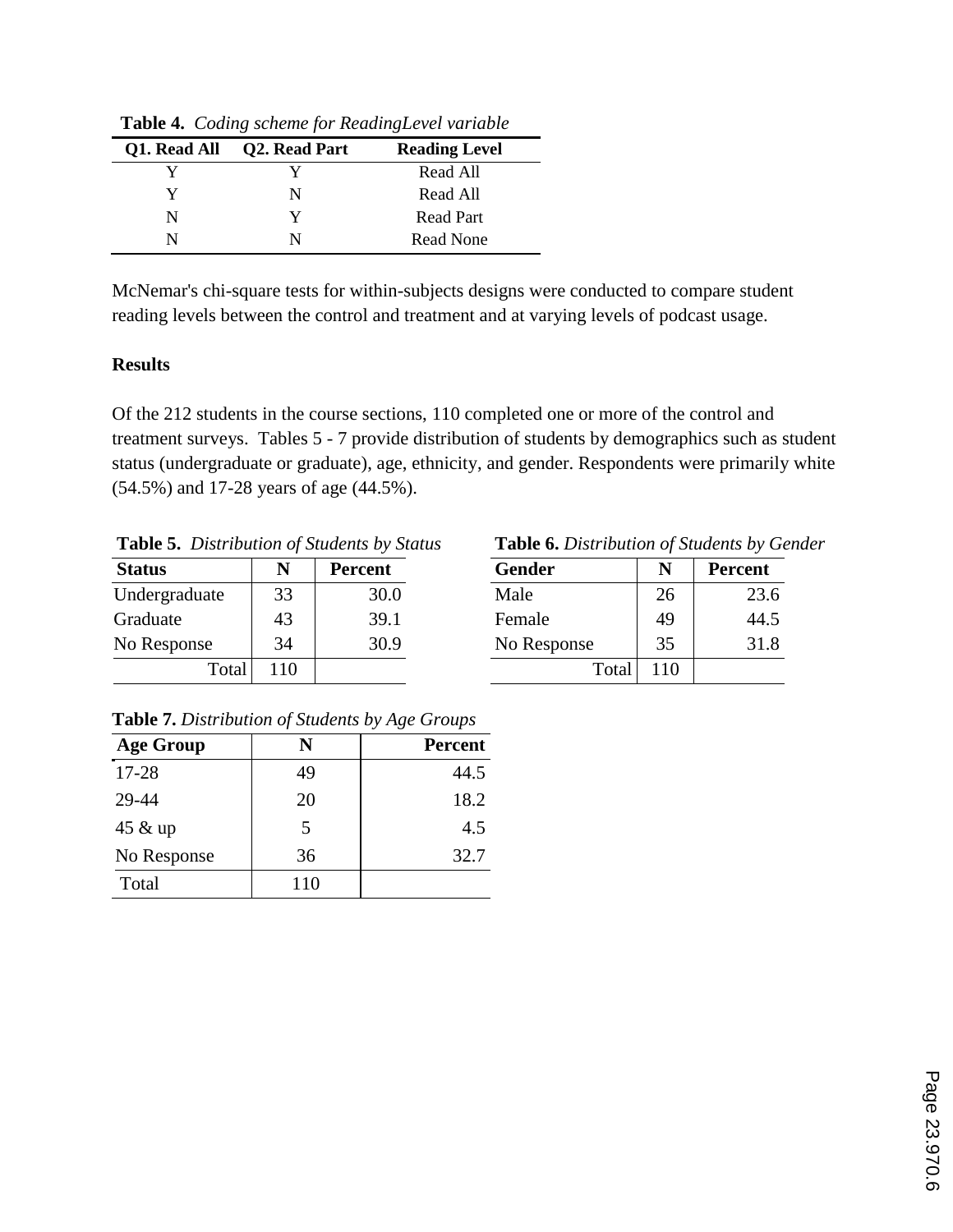**Table 4.** *Coding scheme for ReadingLevel variable*

| Q1. Read All | Q2. Read Part | Reading Level |
|---|---|---|
| Y | Y | Read All |
| Y | N | Read All |
| N | Y | Read Part |
| N | N | Read None |

McNemar's chi-square tests for within-subjects designs were conducted to compare student reading levels between the control and treatment and at varying levels of podcast usage.

**Results**

Of the 212 students in the course sections, 110 completed one or more of the control and treatment surveys. Tables 5 - 7 provide distribution of students by demographics such as student status (undergraduate or graduate), age, ethnicity, and gender. Respondents were primarily white (54.5%) and 17-28 years of age (44.5%).

**Table 5.** *Distribution of Students by Status*

| Status | N | Percent |
|---|---|---|
| Undergraduate | 33 | 30.0 |
| Graduate | 43 | 39.1 |
| No Response | 34 | 30.9 |
| Total | 110 | |

**Table 6.** *Distribution of Students by Gender*

| Gender | N | Percent |
|---|---|---|
| Male | 26 | 23.6 |
| Female | 49 | 44.5 |
| No Response | 35 | 31.8 |
| Total | 110 | |

**Table 7.** *Distribution of Students by Age Groups*

| Age Group | N | Percent |
|---|---|---|
| 17-28 | 49 | 44.5 |
| 29-44 | 20 | 18.2 |
| 45 & up | 5 | 4.5 |
| No Response | 36 | 32.7 |
| Total | 110 | |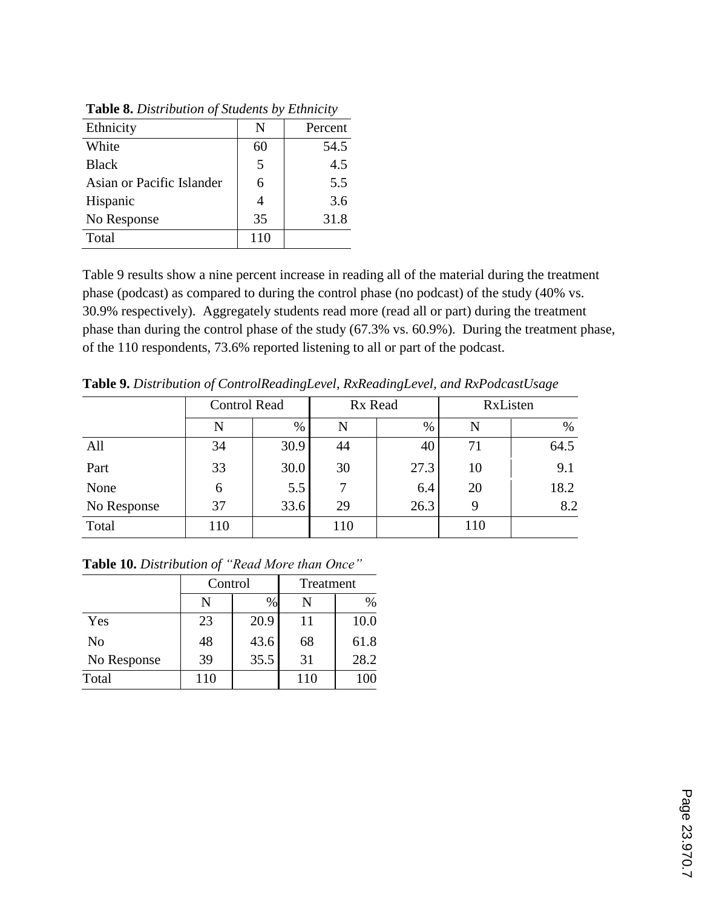**Table 8.** *Distribution of Students by Ethnicity*

| Ethnicity | N | Percent |
|---|---|---|
| White | 60 | 54.5 |
| Black | 5 | 4.5 |
| Asian or Pacific Islander | 6 | 5.5 |
| Hispanic | 4 | 3.6 |
| No Response | 35 | 31.8 |
| Total | 110 | |

Table 9 results show a nine percent increase in reading all of the material during the treatment phase (podcast) as compared to during the control phase (no podcast) of the study (40% vs. 30.9% respectively). Aggregately students read more (read all or part) during the treatment phase than during the control phase of the study (67.3% vs. 60.9%). During the treatment phase, of the 110 respondents, 73.6% reported listening to all or part of the podcast.

**Table 9.** *Distribution of ControlReadingLevel, RxReadingLevel, and RxPodcastUsage*

| | Control Read | | Rx Read | | RxListen | |
|---|---|---|---|---|---|---|
| | N | % | N | % | N | % |
| All | 34 | 30.9 | 44 | 40 | 71 | 64.5 |
| Part | 33 | 30.0 | 30 | 27.3 | 10 | 9.1 |
| None | 6 | 5.5 | 7 | 6.4 | 20 | 18.2 |
| No Response | 37 | 33.6 | 29 | 26.3 | 9 | 8.2 |
| Total | 110 | | 110 | | 110 | |

**Table 10.** *Distribution of "Read More than Once"*

| | Control | | Treatment | |
|---|---|---|---|---|
| | N | % | N | % |
| Yes | 23 | 20.9 | 11 | 10.0 |
| No | 48 | 43.6 | 68 | 61.8 |
| No Response | 39 | 35.5 | 31 | 28.2 |
| Total | 110 | | 110 | 100 |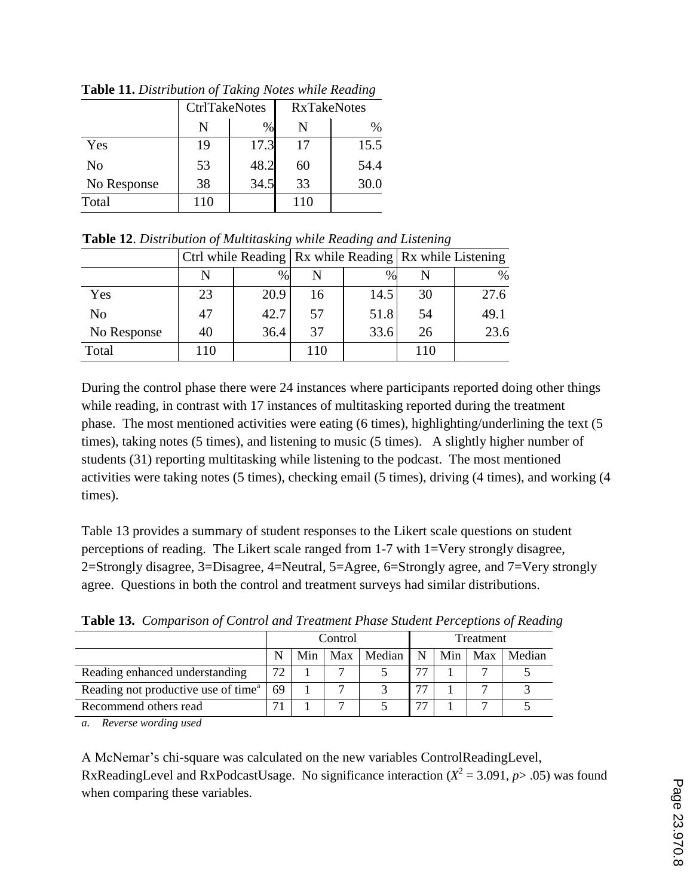**Table 11.** *Distribution of Taking Notes while Reading*

| | CtrlTakeNotes | | RxTakeNotes | |
|---|---|---|---|---|
| | N | % | N | % |
| Yes | 19 | 17.3 | 17 | 15.5 |
| No | 53 | 48.2 | 60 | 54.4 |
| No Response | 38 | 34.5 | 33 | 30.0 |
| Total | 110 | | 110 | |

**Table 12**. *Distribution of Multitasking while Reading and Listening*

| | Ctrl while Reading | | Rx while Reading | | Rx while Listening | |
|---|---|---|---|---|---|---|
| | N | % | N | % | N | % |
| Yes | 23 | 20.9 | 16 | 14.5 | 30 | 27.6 |
| No | 47 | 42.7 | 57 | 51.8 | 54 | 49.1 |
| No Response | 40 | 36.4 | 37 | 33.6 | 26 | 23.6 |
| Total | 110 | | 110 | | 110 | |

During the control phase there were 24 instances where participants reported doing other things while reading, in contrast with 17 instances of multitasking reported during the treatment phase. The most mentioned activities were eating (6 times), highlighting/underlining the text (5 times), taking notes (5 times), and listening to music (5 times). A slightly higher number of students (31) reporting multitasking while listening to the podcast. The most mentioned activities were taking notes (5 times), checking email (5 times), driving (4 times), and working (4 times).

Table 13 provides a summary of student responses to the Likert scale questions on student perceptions of reading. The Likert scale ranged from 1-7 with 1=Very strongly disagree, 2=Strongly disagree, 3=Disagree, 4=Neutral, 5=Agree, 6=Strongly agree, and 7=Very strongly agree. Questions in both the control and treatment surveys had similar distributions.

**Table 13.** *Comparison of Control and Treatment Phase Student Perceptions of Reading*

| | Control | | | | Treatment | | | |
|---|---|---|---|---|---|---|---|---|
| | N | Min | Max | Median | N | Min | Max | Median |
| Reading enhanced understanding | 72 | 1 | 7 | 5 | 77 | 1 | 7 | 5 |
| Reading not productive use of time[a] | 69 | 1 | 7 | 3 | 77 | 1 | 7 | 3 |
| Recommend others read | 71 | 1 | 7 | 5 | 77 | 1 | 7 | 5 |

*a. Reverse wording used*

A McNemar's chi-square was calculated on the new variables ControlReadingLevel, RxReadingLevel and RxPodcastUsage. No significance interaction ($X^2 = 3.091$, $p > .05$) was found when comparing these variables.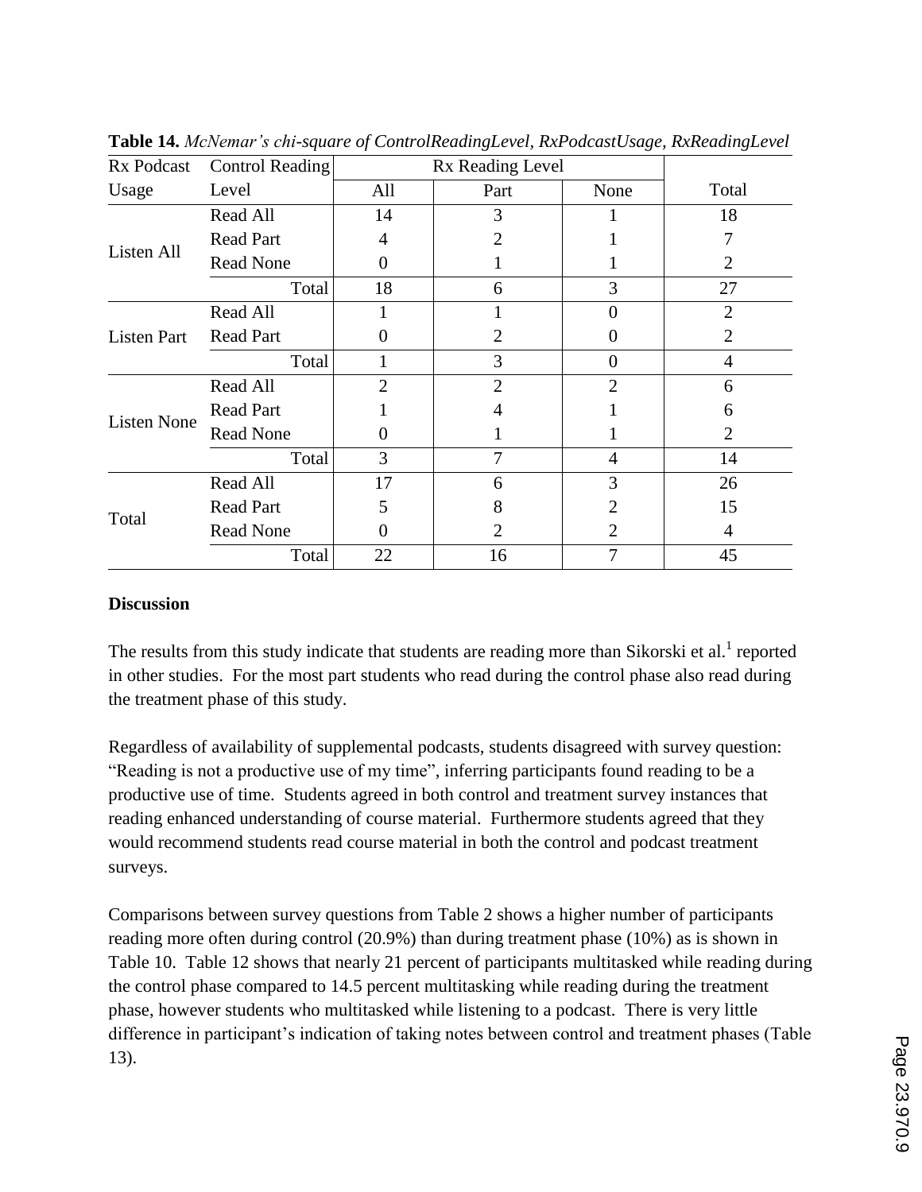**Table 14.** *McNemar's chi-square of ControlReadingLevel, RxPodcastUsage, RxReadingLevel*

| Rx Podcast Usage | Control Reading Level | Rx Reading Level | | | Total |
|---|---|---|---|---|---|
| | | All | Part | None | |
| Listen All | Read All | 14 | 3 | 1 | 18 |
| | Read Part | 4 | 2 | 1 | 7 |
| | Read None | 0 | 1 | 1 | 2 |
| | Total | 18 | 6 | 3 | 27 |
| Listen Part | Read All | 1 | 1 | 0 | 2 |
| | Read Part | 0 | 2 | 0 | 2 |
| | Total | 1 | 3 | 0 | 4 |
| Listen None | Read All | 2 | 2 | 2 | 6 |
| | Read Part | 1 | 4 | 1 | 6 |
| | Read None | 0 | 1 | 1 | 2 |
| | Total | 3 | 7 | 4 | 14 |
| Total | Read All | 17 | 6 | 3 | 26 |
| | Read Part | 5 | 8 | 2 | 15 |
| | Read None | 0 | 2 | 2 | 4 |
| | Total | 22 | 16 | 7 | 45 |

## Discussion

The results from this study indicate that students are reading more than Sikorski et al.[1] reported in other studies. For the most part students who read during the control phase also read during the treatment phase of this study.

Regardless of availability of supplemental podcasts, students disagreed with survey question: "Reading is not a productive use of my time", inferring participants found reading to be a productive use of time. Students agreed in both control and treatment survey instances that reading enhanced understanding of course material. Furthermore students agreed that they would recommend students read course material in both the control and podcast treatment surveys.

Comparisons between survey questions from Table 2 shows a higher number of participants reading more often during control (20.9%) than during treatment phase (10%) as is shown in Table 10. Table 12 shows that nearly 21 percent of participants multitasked while reading during the control phase compared to 14.5 percent multitasking while reading during the treatment phase, however students who multitasked while listening to a podcast. There is very little difference in participant's indication of taking notes between control and treatment phases (Table 13).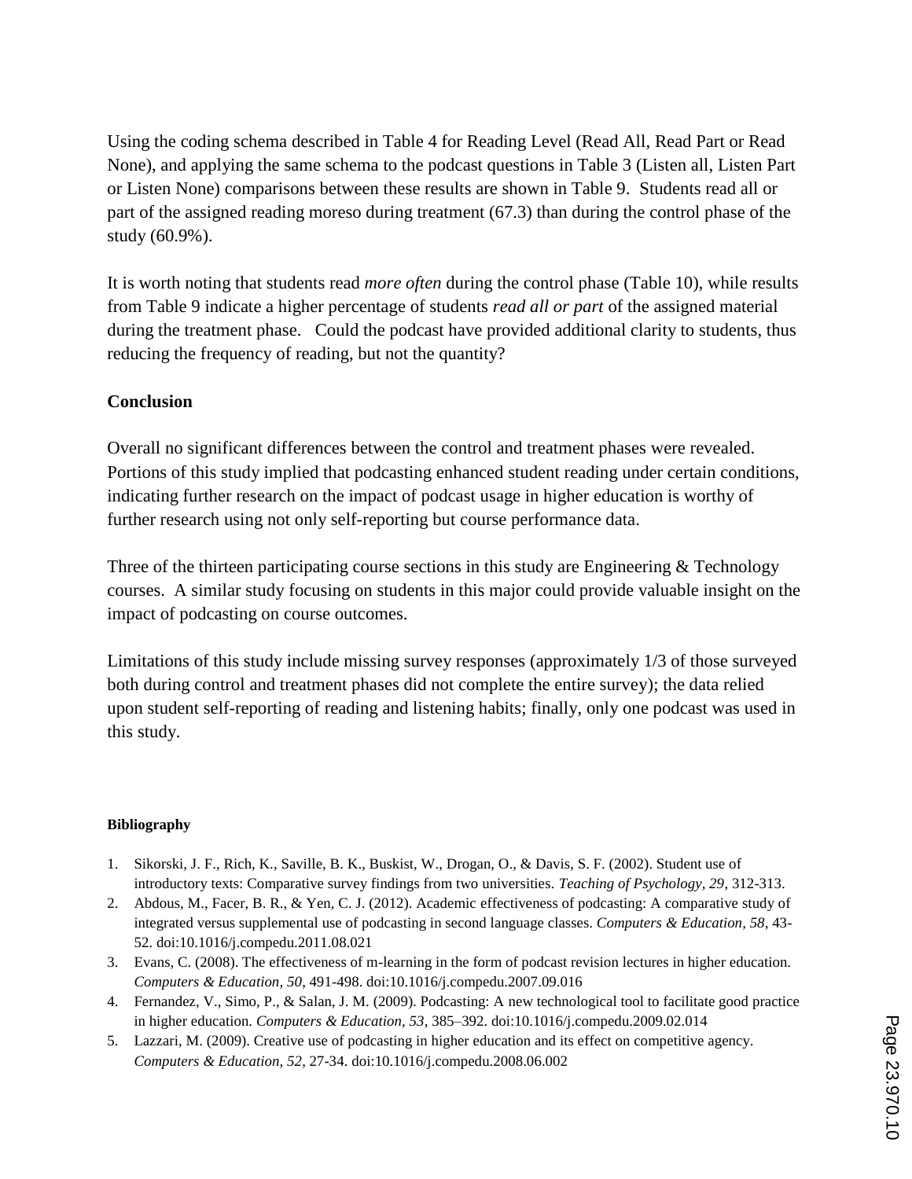Using the coding schema described in Table 4 for Reading Level (Read All, Read Part or Read None), and applying the same schema to the podcast questions in Table 3 (Listen all, Listen Part or Listen None) comparisons between these results are shown in Table 9. Students read all or part of the assigned reading moreso during treatment (67.3) than during the control phase of the study (60.9%).

It is worth noting that students read *more often* during the control phase (Table 10), while results from Table 9 indicate a higher percentage of students *read all or part* of the assigned material during the treatment phase. Could the podcast have provided additional clarity to students, thus reducing the frequency of reading, but not the quantity?

## Conclusion

Overall no significant differences between the control and treatment phases were revealed. Portions of this study implied that podcasting enhanced student reading under certain conditions, indicating further research on the impact of podcast usage in higher education is worthy of further research using not only self-reporting but course performance data.

Three of the thirteen participating course sections in this study are Engineering & Technology courses. A similar study focusing on students in this major could provide valuable insight on the impact of podcasting on course outcomes.

Limitations of this study include missing survey responses (approximately 1/3 of those surveyed both during control and treatment phases did not complete the entire survey); the data relied upon student self-reporting of reading and listening habits; finally, only one podcast was used in this study.

### Bibliography

1. Sikorski, J. F., Rich, K., Saville, B. K., Buskist, W., Drogan, O., & Davis, S. F. (2002). Student use of introductory texts: Comparative survey findings from two universities. *Teaching of Psychology, 29*, 312-313.
2. Abdous, M., Facer, B. R., & Yen, C. J. (2012). Academic effectiveness of podcasting: A comparative study of integrated versus supplemental use of podcasting in second language classes. *Computers & Education, 58*, 43-52. doi:10.1016/j.compedu.2011.08.021
3. Evans, C. (2008). The effectiveness of m-learning in the form of podcast revision lectures in higher education. *Computers & Education, 50*, 491-498. doi:10.1016/j.compedu.2007.09.016
4. Fernandez, V., Simo, P., & Salan, J. M. (2009). Podcasting: A new technological tool to facilitate good practice in higher education. *Computers & Education, 53*, 385–392. doi:10.1016/j.compedu.2009.02.014
5. Lazzari, M. (2009). Creative use of podcasting in higher education and its effect on competitive agency. *Computers & Education, 52*, 27-34. doi:10.1016/j.compedu.2008.06.002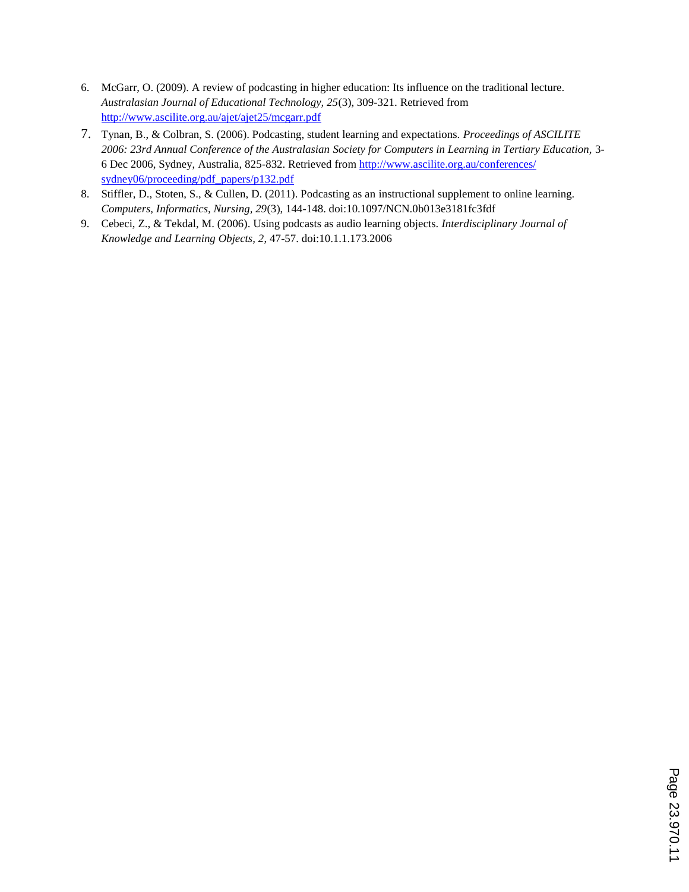6. McGarr, O. (2009). A review of podcasting in higher education: Its influence on the traditional lecture. *Australasian Journal of Educational Technology, 25*(3), 309-321. Retrieved from http://www.ascilite.org.au/ajet/ajet25/mcgarr.pdf
7. Tynan, B., & Colbran, S. (2006). Podcasting, student learning and expectations. *Proceedings of ASCILITE 2006: 23rd Annual Conference of the Australasian Society for Computers in Learning in Tertiary Education,* 3-6 Dec 2006, Sydney, Australia, 825-832. Retrieved from http://www.ascilite.org.au/conferences/sydney06/proceeding/pdf_papers/p132.pdf
8. Stiffler, D., Stoten, S., & Cullen, D. (2011). Podcasting as an instructional supplement to online learning. *Computers, Informatics, Nursing, 29*(3), 144-148. doi:10.1097/NCN.0b013e3181fc3fdf
9. Cebeci, Z., & Tekdal, M. (2006). Using podcasts as audio learning objects. *Interdisciplinary Journal of Knowledge and Learning Objects, 2*, 47-57. doi:10.1.1.173.2006